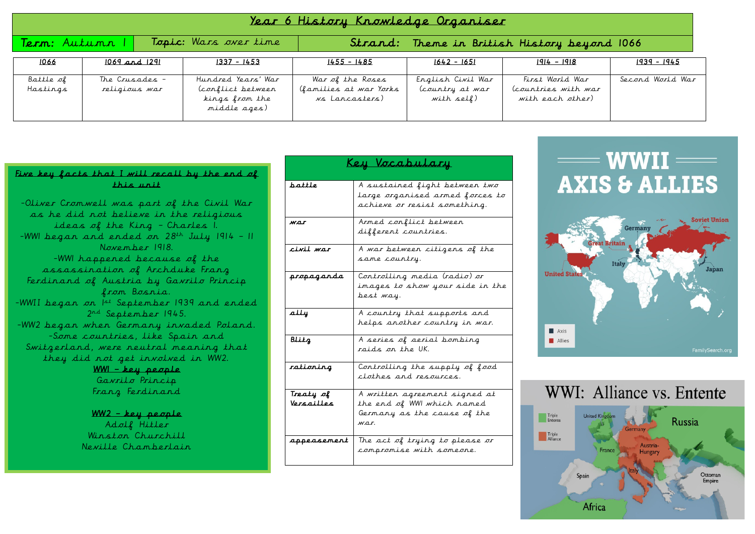# Year 6 History Knowledge Organiser

**Term:** Autumn 1 | **Topic:** Wars over time | **Strand:** Theme in British History beyond 1066

| 1066 | 1069 and 1291 | 1337 - 1453 | 1455 - 1485 | 1642 - 1651 | 1914 - 1918 | 1939 - 1945 |
|---|---|---|---|---|---|---|
| Battle of Hastings | The Crusades – religious war | Hundred Years' War (conflict between kings from the middle ages) | War of the Roses (families at war Yorks vs Lancasters) | English Civil War (country at war with self) | First World War (countries with war with each other) | Second World War |

## Five key facts that I will recall by the end of this unit

-Oliver Cromwell was part of the Civil War as he did not believe in the religious ideas of the King - Charles I.

-WWI began and ended on 28th July 1914 – 11 November 1918.

-WWI happened because of the assassination of Archduke Franz Ferdinand of Austria by Gavrilo Princip from Bosnia.

-WWII began on 1st September 1939 and ended 2nd September 1945.

-WW2 began when Germany invaded Poland.

-Some countries, like Spain and Switzerland, were neutral meaning that they did not get involved in WW2.

**WWI – key people**

Gavrilo Princip

Franz Ferdinand

**WW2 – key people**

Adolf Hitler

Winston Churchill

Neville Chamberlain

## Key Vocabulary

| Word | Definition |
|---|---|
| **battle** | A sustained fight between two large organised armed forces to achieve or resist something. |
| **war** | Armed conflict between different countries. |
| **civil war** | A war between citizens of the same country. |
| **propaganda** | Controlling media (radio) or images to show your side in the best way. |
| **ally** | A country that supports and helps another country in war. |
| **Blitz** | A series of aerial bombing raids on the UK. |
| **rationing** | Controlling the supply of food clothes and resources. |
| **Treaty of Versailles** | A written agreement signed at the end of WWI which named Germany as the cause of the war. |
| **appeasement** | The act of trying to please or compromise with someone. |

## WWII AXIS & ALLIES

Axis: Germany, Italy, Japan

Allies: Great Britain, United States, Soviet Union

FamilySearch.org

## WWI: Alliance vs. Entente

Triple Entente: United Kingdom, France, Russia

Triple Alliance: Germany, Austria-Hungary, Italy

Spain, Ottoman Empire, Africa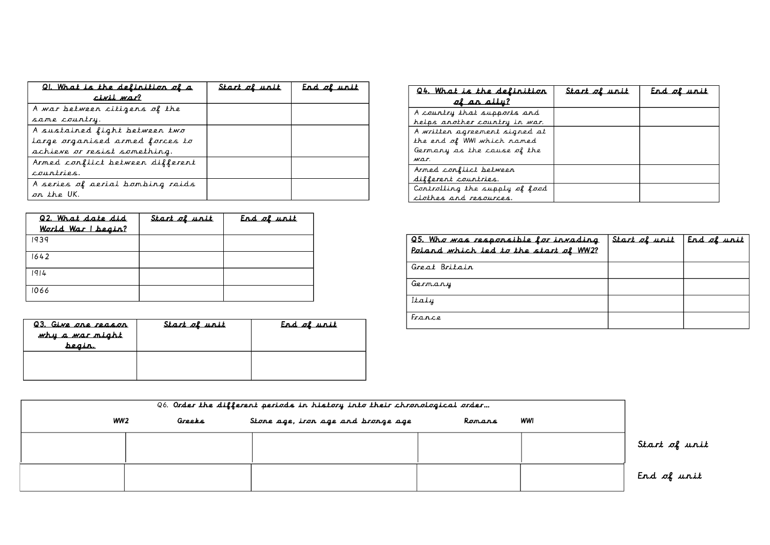| Q1. What is the definition of a civil war? | Start of unit | End of unit |
|---|---|---|
| A war between citizens of the same country. | | |
| A sustained fight between two large organised armed forces to achieve or resist something. | | |
| Armed conflict between different countries. | | |
| A series of aerial bombing raids on the UK. | | |

| Q2. What date did World War I begin? | Start of unit | End of unit |
|---|---|---|
| 1939 | | |
| 1642 | | |
| 1914 | | |
| 1066 | | |

| Q3. Give one reason why a war might begin. | Start of unit | End of unit |
|---|---|---|
| | | |

| Q4. What is the definition of an ally? | Start of unit | End of unit |
|---|---|---|
| A country that supports and helps another country in war. | | |
| A written agreement signed at the end of WWI which named Germany as the cause of the war. | | |
| Armed conflict between different countries. | | |
| Controlling the supply of food clothes and resources. | | |

| Q5. Who was responsible for invading Poland which led to the start of WW2? | Start of unit | End of unit |
|---|---|---|
| Great Britain | | |
| Germany | | |
| Italy | | |
| France | | |

| Q6. Order the different periods in history into their chronological order… WW2 Greeks Stone age, iron age and bronze age Romans WWI | | | | | |
|---|---|---|---|---|---|
| | | | | | Start of unit |
| | | | | | End of unit |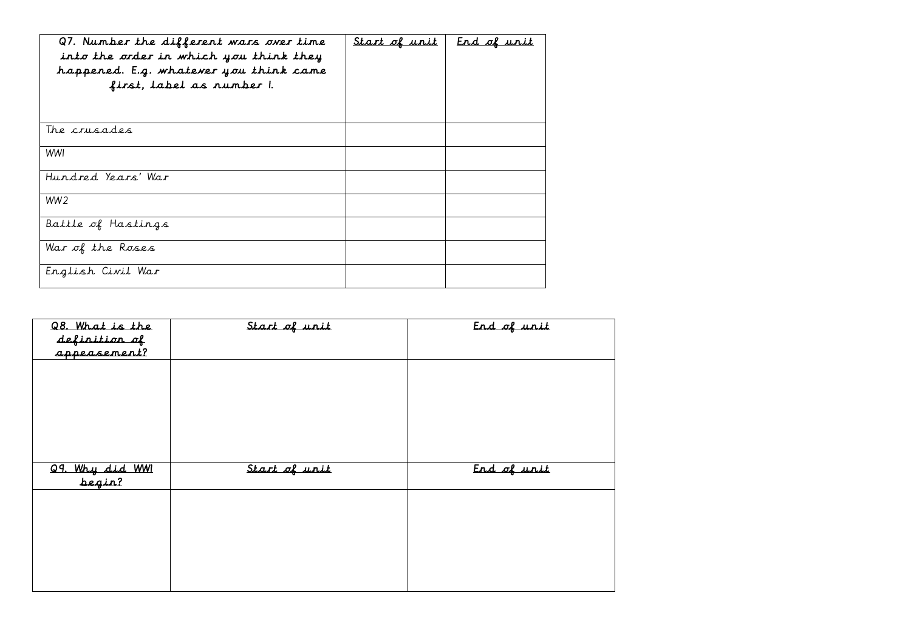| Q7. Number the different wars over time into the order in which you think they happened. E.g. whatever you think came first, label as number 1. | Start of unit | End of unit |
|---|---|---|
| The crusades | | |
| WW1 | | |
| Hundred Years' War | | |
| WW2 | | |
| Battle of Hastings | | |
| War of the Roses | | |
| English Civil War | | |

| Q8. What is the definition of appeasement? | Start of unit | End of unit |
|---|---|---|
| | | |

| Q9. Why did WW1 begin? | Start of unit | End of unit |
|---|---|---|
| | | |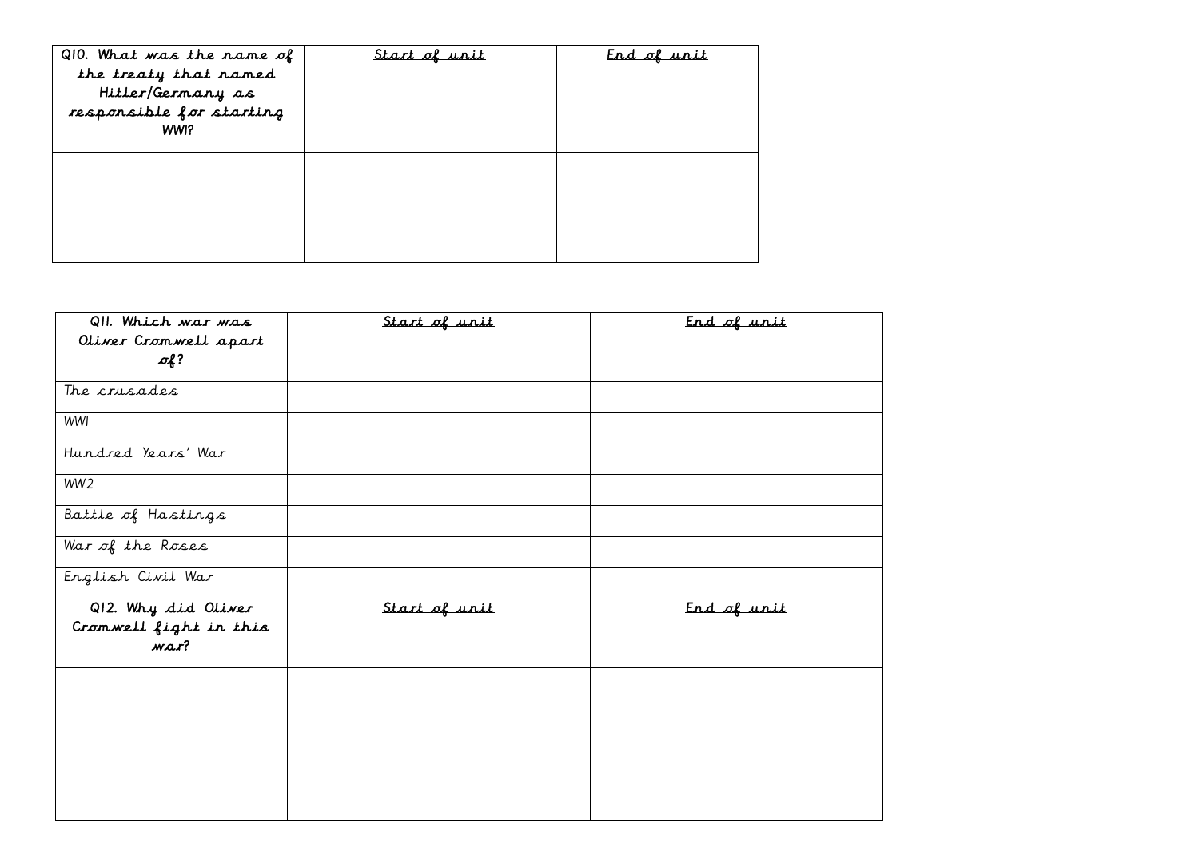| Q10. What was the name of the treaty that named Hitler/Germany as responsible for starting WWI? | Start of unit | End of unit |
|---|---|---|
| | | |

| Q11. Which war was Oliver Cromwell apart of? | Start of unit | End of unit |
|---|---|---|
| The crusades | | |
| WWI | | |
| Hundred Years' War | | |
| WW2 | | |
| Battle of Hastings | | |
| War of the Roses | | |
| English Civil War | | |
| Q12. Why did Oliver Cromwell fight in this war? | Start of unit | End of unit |
| | | |